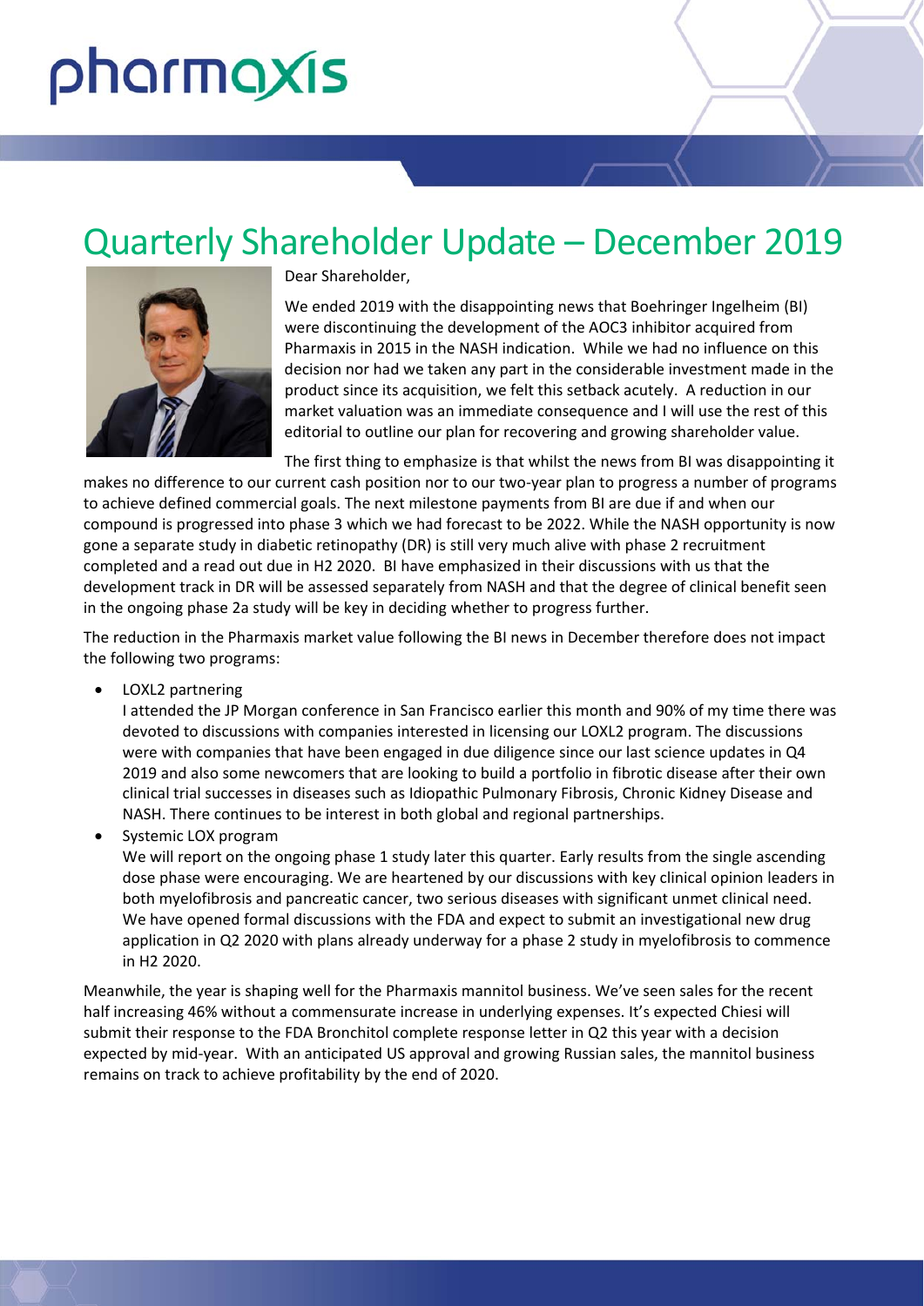pharmaxis

# Quarterly Shareholder Update – December 2019

Dear Shareholder,

We ended 2019 with the disappointing news that Boehringer Ingelheim (BI) were discontinuing the development of the AOC3 inhibitor acquired from Pharmaxis in 2015 in the NASH indication. While we had no influence on this decision nor had we taken any part in the considerable investment made in the product since its acquisition, we felt this setback acutely. A reduction in our market valuation was an immediate consequence and I will use the rest of this editorial to outline our plan for recovering and growing shareholder value.

The first thing to emphasize is that whilst the news from BI was disappointing it makes no difference to our current cash position nor to our two-year plan to progress a number of programs to achieve defined commercial goals. The next milestone payments from BI are due if and when our compound is progressed into phase 3 which we had forecast to be 2022. While the NASH opportunity is now gone a separate study in diabetic retinopathy (DR) is still very much alive with phase 2 recruitment completed and a read out due in H2 2020. BI have emphasized in their discussions with us that the development track in DR will be assessed separately from NASH and that the degree of clinical benefit seen in the ongoing phase 2a study will be key in deciding whether to progress further.

The reduction in the Pharmaxis market value following the BI news in December therefore does not impact the following two programs:

- LOXL2 partnering
  I attended the JP Morgan conference in San Francisco earlier this month and 90% of my time there was devoted to discussions with companies interested in licensing our LOXL2 program. The discussions were with companies that have been engaged in due diligence since our last science updates in Q4 2019 and also some newcomers that are looking to build a portfolio in fibrotic disease after their own clinical trial successes in diseases such as Idiopathic Pulmonary Fibrosis, Chronic Kidney Disease and NASH. There continues to be interest in both global and regional partnerships.
- Systemic LOX program
  We will report on the ongoing phase 1 study later this quarter. Early results from the single ascending dose phase were encouraging. We are heartened by our discussions with key clinical opinion leaders in both myelofibrosis and pancreatic cancer, two serious diseases with significant unmet clinical need. We have opened formal discussions with the FDA and expect to submit an investigational new drug application in Q2 2020 with plans already underway for a phase 2 study in myelofibrosis to commence in H2 2020.

Meanwhile, the year is shaping well for the Pharmaxis mannitol business. We've seen sales for the recent half increasing 46% without a commensurate increase in underlying expenses. It's expected Chiesi will submit their response to the FDA Bronchitol complete response letter in Q2 this year with a decision expected by mid-year. With an anticipated US approval and growing Russian sales, the mannitol business remains on track to achieve profitability by the end of 2020.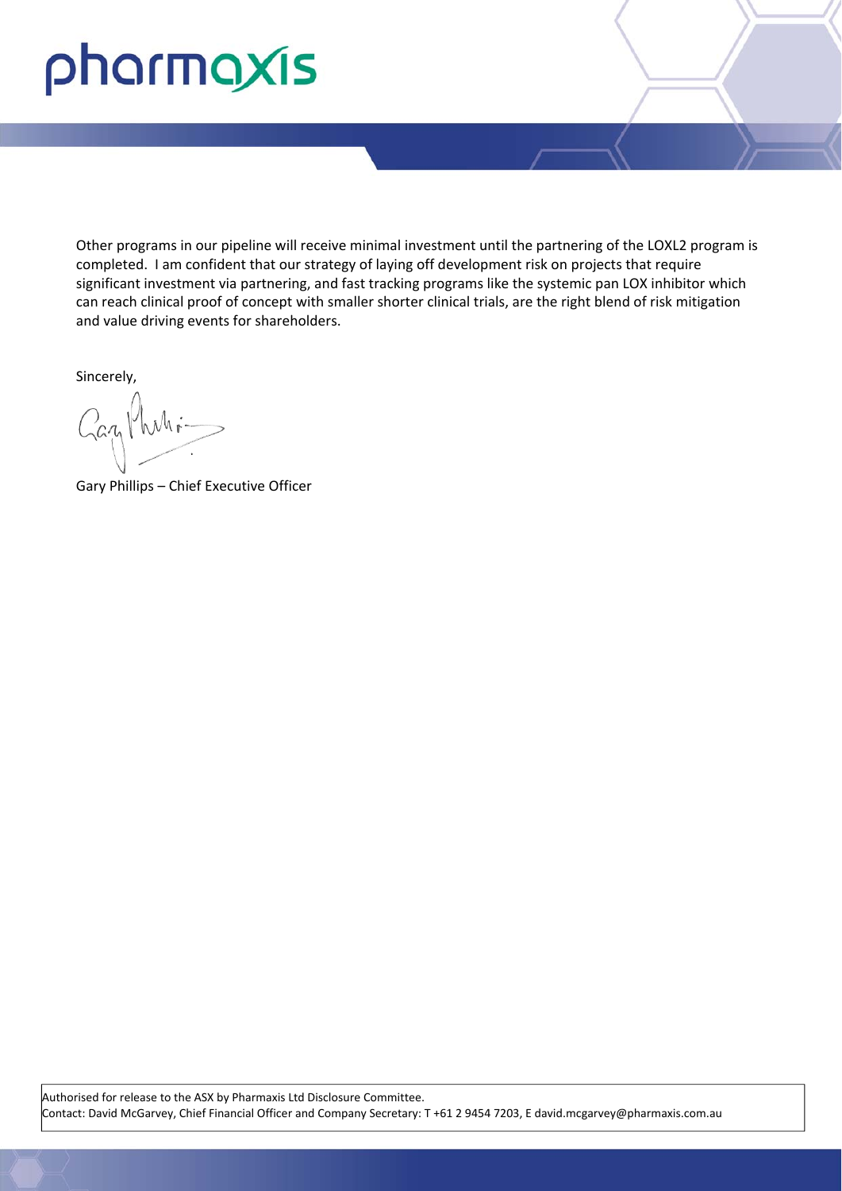Other programs in our pipeline will receive minimal investment until the partnering of the LOXL2 program is completed. I am confident that our strategy of laying off development risk on projects that require significant investment via partnering, and fast tracking programs like the systemic pan LOX inhibitor which can reach clinical proof of concept with smaller shorter clinical trials, are the right blend of risk mitigation and value driving events for shareholders.

Sincerely,

Gary Phillips – Chief Executive Officer

Authorised for release to the ASX by Pharmaxis Ltd Disclosure Committee.
Contact: David McGarvey, Chief Financial Officer and Company Secretary: T +61 2 9454 7203, E david.mcgarvey@pharmaxis.com.au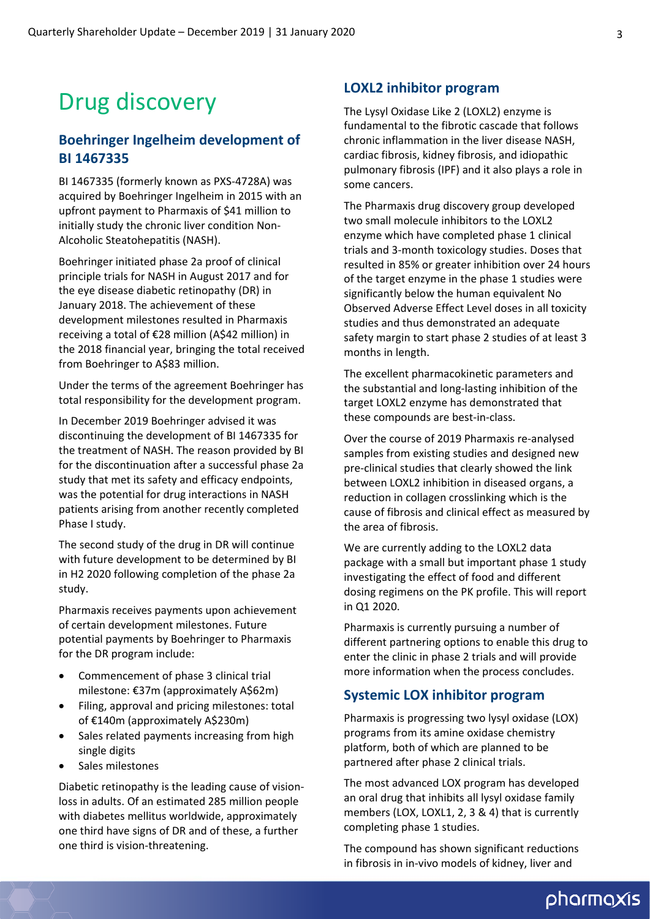# Drug discovery

## Boehringer Ingelheim development of BI 1467335

BI 1467335 (formerly known as PXS-4728A) was acquired by Boehringer Ingelheim in 2015 with an upfront payment to Pharmaxis of $41 million to initially study the chronic liver condition Non-Alcoholic Steatohepatitis (NASH).

Boehringer initiated phase 2a proof of clinical principle trials for NASH in August 2017 and for the eye disease diabetic retinopathy (DR) in January 2018. The achievement of these development milestones resulted in Pharmaxis receiving a total of €28 million (A$42 million) in the 2018 financial year, bringing the total received from Boehringer to A$83 million.

Under the terms of the agreement Boehringer has total responsibility for the development program.

In December 2019 Boehringer advised it was discontinuing the development of BI 1467335 for the treatment of NASH. The reason provided by BI for the discontinuation after a successful phase 2a study that met its safety and efficacy endpoints, was the potential for drug interactions in NASH patients arising from another recently completed Phase I study.

The second study of the drug in DR will continue with future development to be determined by BI in H2 2020 following completion of the phase 2a study.

Pharmaxis receives payments upon achievement of certain development milestones. Future potential payments by Boehringer to Pharmaxis for the DR program include:

- Commencement of phase 3 clinical trial milestone: €37m (approximately A$62m)
- Filing, approval and pricing milestones: total of €140m (approximately A$230m)
- Sales related payments increasing from high single digits
- Sales milestones

Diabetic retinopathy is the leading cause of vision-loss in adults. Of an estimated 285 million people with diabetes mellitus worldwide, approximately one third have signs of DR and of these, a further one third is vision-threatening.

## LOXL2 inhibitor program

The Lysyl Oxidase Like 2 (LOXL2) enzyme is fundamental to the fibrotic cascade that follows chronic inflammation in the liver disease NASH, cardiac fibrosis, kidney fibrosis, and idiopathic pulmonary fibrosis (IPF) and it also plays a role in some cancers.

The Pharmaxis drug discovery group developed two small molecule inhibitors to the LOXL2 enzyme which have completed phase 1 clinical trials and 3-month toxicology studies. Doses that resulted in 85% or greater inhibition over 24 hours of the target enzyme in the phase 1 studies were significantly below the human equivalent No Observed Adverse Effect Level doses in all toxicity studies and thus demonstrated an adequate safety margin to start phase 2 studies of at least 3 months in length.

The excellent pharmacokinetic parameters and the substantial and long-lasting inhibition of the target LOXL2 enzyme has demonstrated that these compounds are best-in-class.

Over the course of 2019 Pharmaxis re-analysed samples from existing studies and designed new pre-clinical studies that clearly showed the link between LOXL2 inhibition in diseased organs, a reduction in collagen crosslinking which is the cause of fibrosis and clinical effect as measured by the area of fibrosis.

We are currently adding to the LOXL2 data package with a small but important phase 1 study investigating the effect of food and different dosing regimens on the PK profile. This will report in Q1 2020.

Pharmaxis is currently pursuing a number of different partnering options to enable this drug to enter the clinic in phase 2 trials and will provide more information when the process concludes.

## Systemic LOX inhibitor program

Pharmaxis is progressing two lysyl oxidase (LOX) programs from its amine oxidase chemistry platform, both of which are planned to be partnered after phase 2 clinical trials.

The most advanced LOX program has developed an oral drug that inhibits all lysyl oxidase family members (LOX, LOXL1, 2, 3 & 4) that is currently completing phase 1 studies.

The compound has shown significant reductions in fibrosis in in-vivo models of kidney, liver and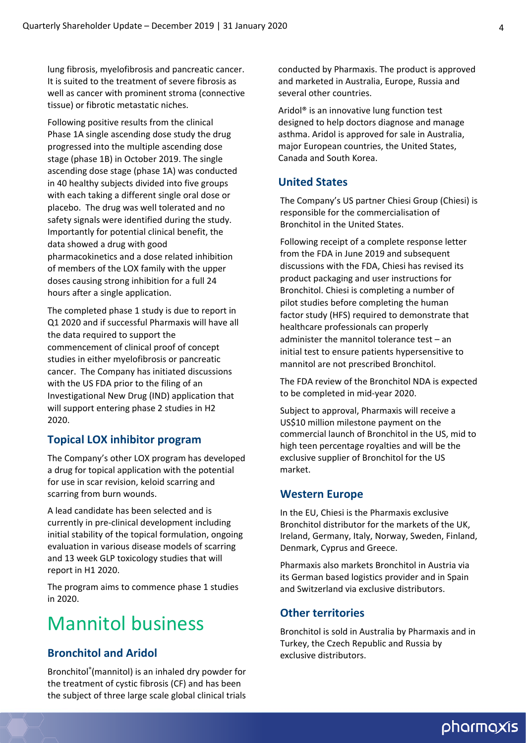lung fibrosis, myelofibrosis and pancreatic cancer. It is suited to the treatment of severe fibrosis as well as cancer with prominent stroma (connective tissue) or fibrotic metastatic niches.

Following positive results from the clinical Phase 1A single ascending dose study the drug progressed into the multiple ascending dose stage (phase 1B) in October 2019. The single ascending dose stage (phase 1A) was conducted in 40 healthy subjects divided into five groups with each taking a different single oral dose or placebo. The drug was well tolerated and no safety signals were identified during the study. Importantly for potential clinical benefit, the data showed a drug with good pharmacokinetics and a dose related inhibition of members of the LOX family with the upper doses causing strong inhibition for a full 24 hours after a single application.

The completed phase 1 study is due to report in Q1 2020 and if successful Pharmaxis will have all the data required to support the commencement of clinical proof of concept studies in either myelofibrosis or pancreatic cancer. The Company has initiated discussions with the US FDA prior to the filing of an Investigational New Drug (IND) application that will support entering phase 2 studies in H2 2020.

### Topical LOX inhibitor program

The Company's other LOX program has developed a drug for topical application with the potential for use in scar revision, keloid scarring and scarring from burn wounds.

A lead candidate has been selected and is currently in pre-clinical development including initial stability of the topical formulation, ongoing evaluation in various disease models of scarring and 13 week GLP toxicology studies that will report in H1 2020.

The program aims to commence phase 1 studies in 2020.

# Mannitol business

### Bronchitol and Aridol

Bronchitol®(mannitol) is an inhaled dry powder for the treatment of cystic fibrosis (CF) and has been the subject of three large scale global clinical trials conducted by Pharmaxis. The product is approved and marketed in Australia, Europe, Russia and several other countries.

Aridol® is an innovative lung function test designed to help doctors diagnose and manage asthma. Aridol is approved for sale in Australia, major European countries, the United States, Canada and South Korea.

### United States

The Company's US partner Chiesi Group (Chiesi) is responsible for the commercialisation of Bronchitol in the United States.

Following receipt of a complete response letter from the FDA in June 2019 and subsequent discussions with the FDA, Chiesi has revised its product packaging and user instructions for Bronchitol. Chiesi is completing a number of pilot studies before completing the human factor study (HFS) required to demonstrate that healthcare professionals can properly administer the mannitol tolerance test – an initial test to ensure patients hypersensitive to mannitol are not prescribed Bronchitol.

The FDA review of the Bronchitol NDA is expected to be completed in mid-year 2020.

Subject to approval, Pharmaxis will receive a US$10 million milestone payment on the commercial launch of Bronchitol in the US, mid to high teen percentage royalties and will be the exclusive supplier of Bronchitol for the US market.

### Western Europe

In the EU, Chiesi is the Pharmaxis exclusive Bronchitol distributor for the markets of the UK, Ireland, Germany, Italy, Norway, Sweden, Finland, Denmark, Cyprus and Greece.

Pharmaxis also markets Bronchitol in Austria via its German based logistics provider and in Spain and Switzerland via exclusive distributors.

### Other territories

Bronchitol is sold in Australia by Pharmaxis and in Turkey, the Czech Republic and Russia by exclusive distributors.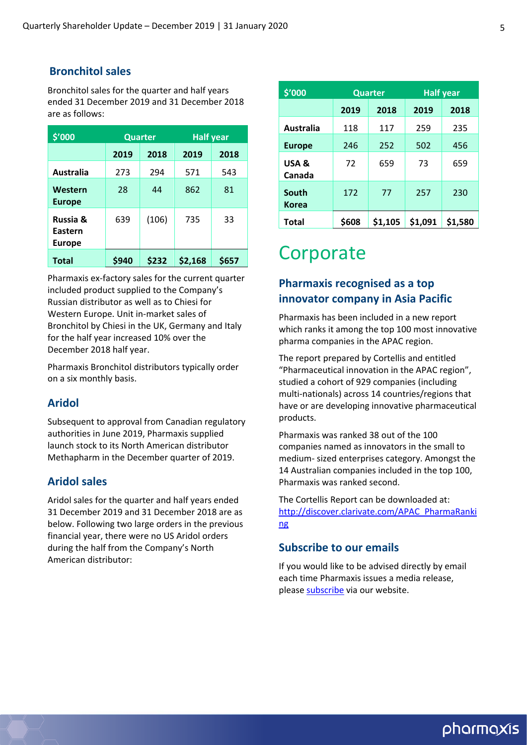## Bronchitol sales

Bronchitol sales for the quarter and half years ended 31 December 2019 and 31 December 2018 are as follows:

| $'000 | Quarter | | Half year | |
|---|---|---|---|---|
| | 2019 | 2018 | 2019 | 2018 |
| Australia | 273 | 294 | 571 | 543 |
| Western Europe | 28 | 44 | 862 | 81 |
| Russia & Eastern Europe | 639 | (106) | 735 | 33 |
| **Total** | **$940** | **$232** | **$2,168** | **$657** |

Pharmaxis ex-factory sales for the current quarter included product supplied to the Company's Russian distributor as well as to Chiesi for Western Europe. Unit in-market sales of Bronchitol by Chiesi in the UK, Germany and Italy for the half year increased 10% over the December 2018 half year.

Pharmaxis Bronchitol distributors typically order on a six monthly basis.

## Aridol

Subsequent to approval from Canadian regulatory authorities in June 2019, Pharmaxis supplied launch stock to its North American distributor Methapharm in the December quarter of 2019.

## Aridol sales

Aridol sales for the quarter and half years ended 31 December 2019 and 31 December 2018 are as below. Following two large orders in the previous financial year, there were no US Aridol orders during the half from the Company's North American distributor:

| $'000 | Quarter | | Half year | |
|---|---|---|---|---|
| | 2019 | 2018 | 2019 | 2018 |
| Australia | 118 | 117 | 259 | 235 |
| Europe | 246 | 252 | 502 | 456 |
| USA & Canada | 72 | 659 | 73 | 659 |
| South Korea | 172 | 77 | 257 | 230 |
| **Total** | **$608** | **$1,105** | **$1,091** | **$1,580** |

# Corporate

## Pharmaxis recognised as a top innovator company in Asia Pacific

Pharmaxis has been included in a new report which ranks it among the top 100 most innovative pharma companies in the APAC region.

The report prepared by Cortellis and entitled "Pharmaceutical innovation in the APAC region", studied a cohort of 929 companies (including multi-nationals) across 14 countries/regions that have or are developing innovative pharmaceutical products.

Pharmaxis was ranked 38 out of the 100 companies named as innovators in the small to medium- sized enterprises category. Amongst the 14 Australian companies included in the top 100, Pharmaxis was ranked second.

The Cortellis Report can be downloaded at: [http://discover.clarivate.com/APAC_PharmaRanking](http://discover.clarivate.com/APAC_PharmaRanking)

## Subscribe to our emails

If you would like to be advised directly by email each time Pharmaxis issues a media release, please subscribe via our website.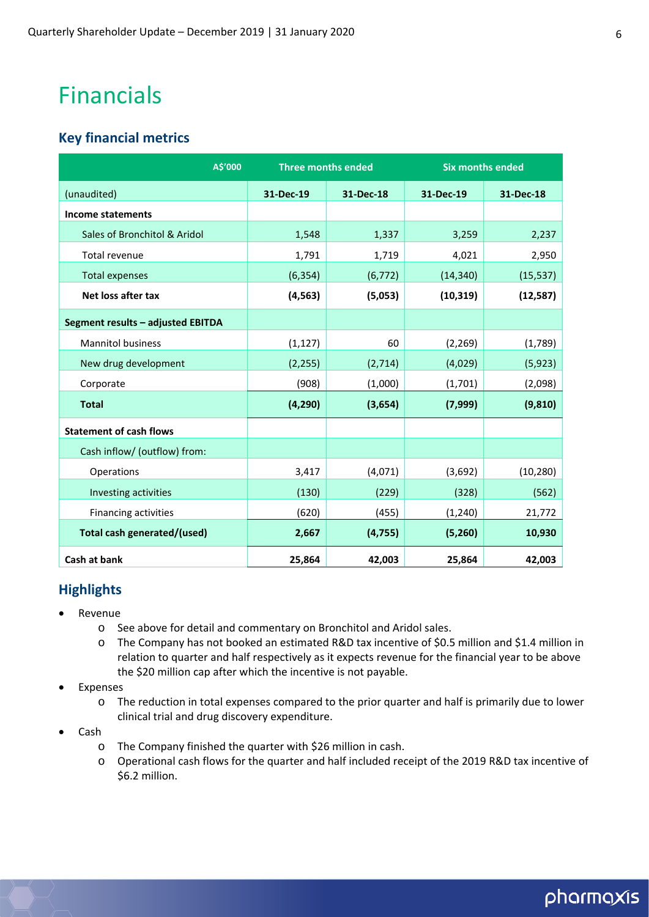# Financials

## Key financial metrics

| A$'000 | Three months ended | | Six months ended | |
|---|---|---|---|---|
| (unaudited) | 31-Dec-19 | 31-Dec-18 | 31-Dec-19 | 31-Dec-18 |
| **Income statements** | | | | |
| Sales of Bronchitol & Aridol | 1,548 | 1,337 | 3,259 | 2,237 |
| Total revenue | 1,791 | 1,719 | 4,021 | 2,950 |
| Total expenses | (6,354) | (6,772) | (14,340) | (15,537) |
| **Net loss after tax** | **(4,563)** | **(5,053)** | **(10,319)** | **(12,587)** |
| **Segment results – adjusted EBITDA** | | | | |
| Mannitol business | (1,127) | 60 | (2,269) | (1,789) |
| New drug development | (2,255) | (2,714) | (4,029) | (5,923) |
| Corporate | (908) | (1,000) | (1,701) | (2,098) |
| **Total** | **(4,290)** | **(3,654)** | **(7,999)** | **(9,810)** |
| **Statement of cash flows** | | | | |
| Cash inflow/ (outflow) from: | | | | |
| Operations | 3,417 | (4,071) | (3,692) | (10,280) |
| Investing activities | (130) | (229) | (328) | (562) |
| Financing activities | (620) | (455) | (1,240) | 21,772 |
| **Total cash generated/(used)** | **2,667** | **(4,755)** | **(5,260)** | **10,930** |
| **Cash at bank** | **25,864** | **42,003** | **25,864** | **42,003** |

## Highlights

- Revenue
  - See above for detail and commentary on Bronchitol and Aridol sales.
  - The Company has not booked an estimated R&D tax incentive of $0.5 million and $1.4 million in relation to quarter and half respectively as it expects revenue for the financial year to be above the $20 million cap after which the incentive is not payable.
- Expenses
  - The reduction in total expenses compared to the prior quarter and half is primarily due to lower clinical trial and drug discovery expenditure.
- Cash
  - The Company finished the quarter with $26 million in cash.
  - Operational cash flows for the quarter and half included receipt of the 2019 R&D tax incentive of $6.2 million.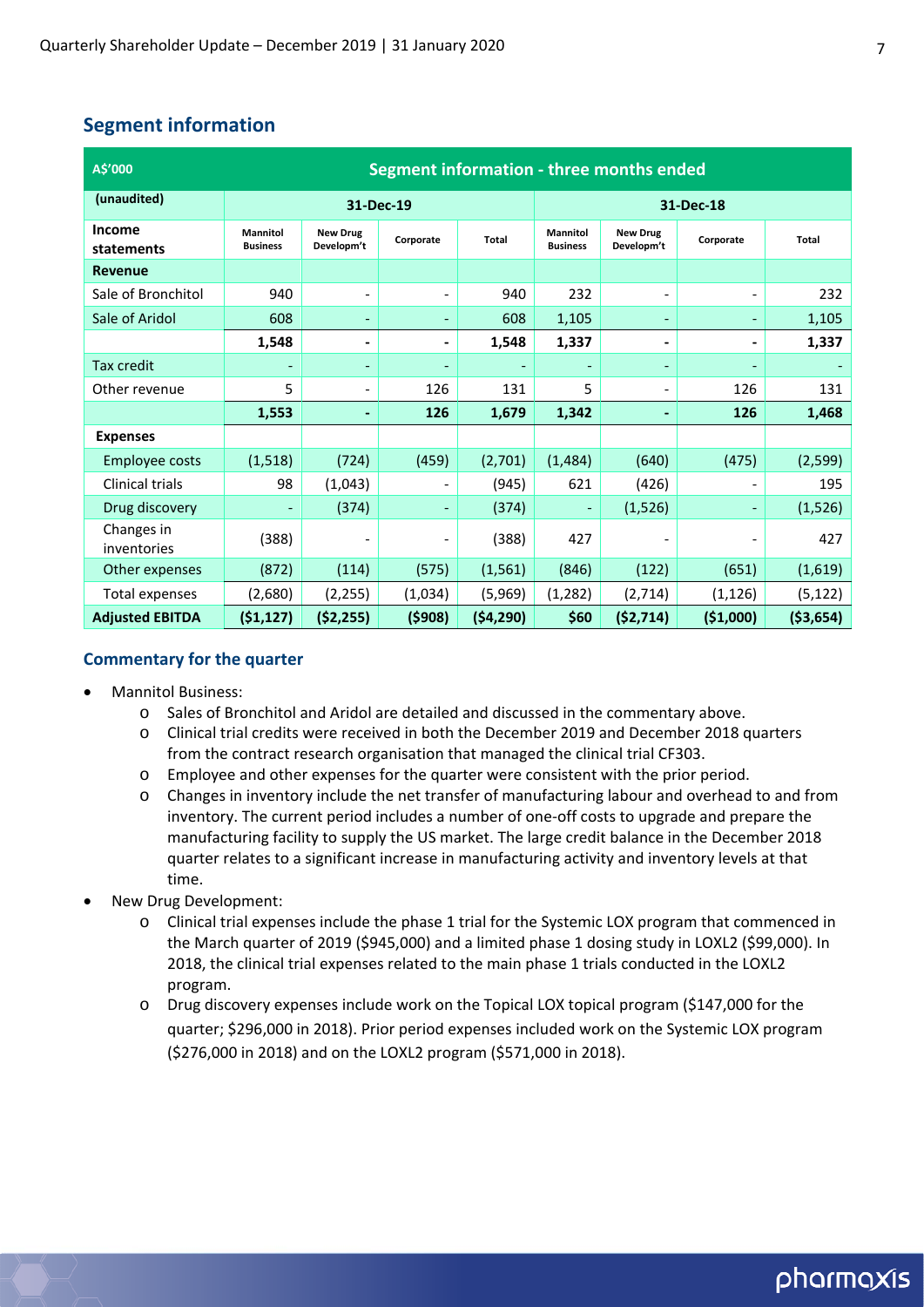## Segment information

| A$'000 | Segment information - three months ended | | | | | | | |
|---|---|---|---|---|---|---|---|---|
| (unaudited) | 31-Dec-19 | | | | 31-Dec-18 | | | |
| Income statements | Mannitol Business | New Drug Developm't | Corporate | Total | Mannitol Business | New Drug Developm't | Corporate | Total |
| **Revenue** | | | | | | | | |
| Sale of Bronchitol | 940 | - | - | 940 | 232 | - | - | 232 |
| Sale of Aridol | 608 | - | - | 608 | 1,105 | - | - | 1,105 |
| | **1,548** | **-** | **-** | **1,548** | **1,337** | **-** | **-** | **1,337** |
| Tax credit | - | - | - | - | - | - | - | - |
| Other revenue | 5 | - | 126 | 131 | 5 | - | 126 | 131 |
| | **1,553** | **-** | **126** | **1,679** | **1,342** | **-** | **126** | **1,468** |
| **Expenses** | | | | | | | | |
| Employee costs | (1,518) | (724) | (459) | (2,701) | (1,484) | (640) | (475) | (2,599) |
| Clinical trials | 98 | (1,043) | - | (945) | 621 | (426) | - | 195 |
| Drug discovery | - | (374) | - | (374) | - | (1,526) | - | (1,526) |
| Changes in inventories | (388) | - | - | (388) | 427 | - | - | 427 |
| Other expenses | (872) | (114) | (575) | (1,561) | (846) | (122) | (651) | (1,619) |
| Total expenses | (2,680) | (2,255) | (1,034) | (5,969) | (1,282) | (2,714) | (1,126) | (5,122) |
| **Adjusted EBITDA** | **($1,127)** | **($2,255)** | **($908)** | **($4,290)** | **$60** | **($2,714)** | **($1,000)** | **($3,654)** |

### Commentary for the quarter

- Mannitol Business:
  - Sales of Bronchitol and Aridol are detailed and discussed in the commentary above.
  - Clinical trial credits were received in both the December 2019 and December 2018 quarters from the contract research organisation that managed the clinical trial CF303.
  - Employee and other expenses for the quarter were consistent with the prior period.
  - Changes in inventory include the net transfer of manufacturing labour and overhead to and from inventory. The current period includes a number of one-off costs to upgrade and prepare the manufacturing facility to supply the US market. The large credit balance in the December 2018 quarter relates to a significant increase in manufacturing activity and inventory levels at that time.
- New Drug Development:
  - Clinical trial expenses include the phase 1 trial for the Systemic LOX program that commenced in the March quarter of 2019 ($945,000) and a limited phase 1 dosing study in LOXL2 ($99,000). In 2018, the clinical trial expenses related to the main phase 1 trials conducted in the LOXL2 program.
  - Drug discovery expenses include work on the Topical LOX topical program ($147,000 for the quarter; $296,000 in 2018). Prior period expenses included work on the Systemic LOX program ($276,000 in 2018) and on the LOXL2 program ($571,000 in 2018).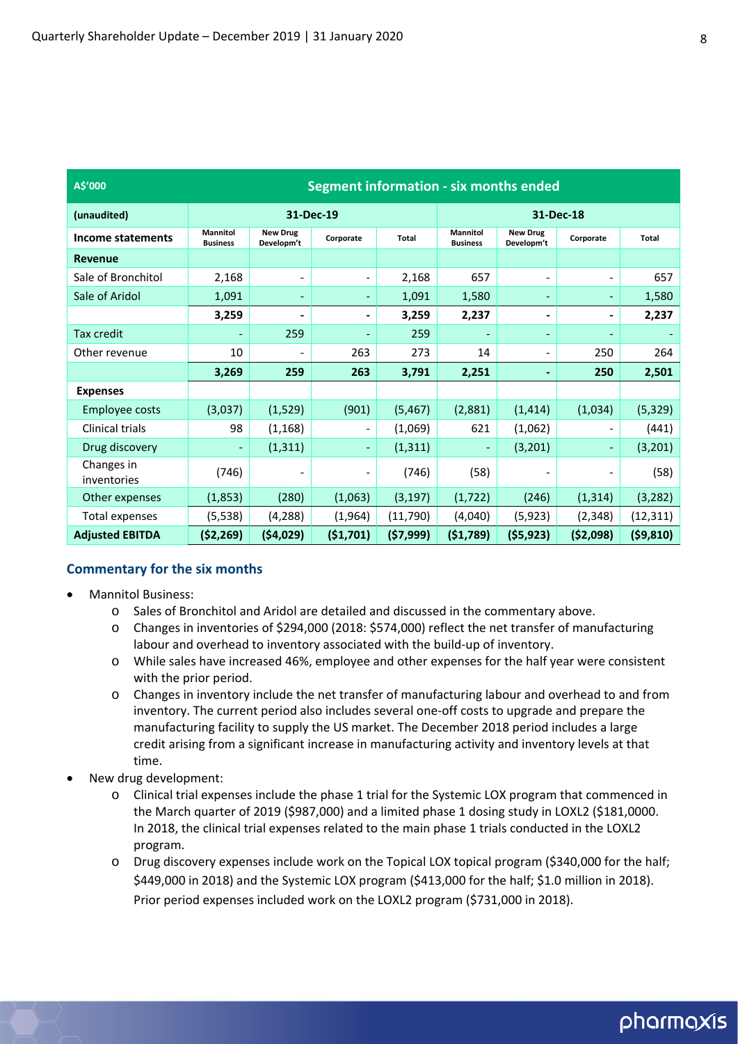| A$'000 | Segment information - six months ended | | | | | | | |
|---|---|---|---|---|---|---|---|---|
| (unaudited) | 31-Dec-19 | | | | 31-Dec-18 | | | |
| **Income statements** | Mannitol Business | New Drug Developm't | Corporate | Total | Mannitol Business | New Drug Developm't | Corporate | Total |
| **Revenue** | | | | | | | | |
| Sale of Bronchitol | 2,168 | - | - | 2,168 | 657 | - | - | 657 |
| Sale of Aridol | 1,091 | - | - | 1,091 | 1,580 | - | - | 1,580 |
| | **3,259** | **-** | **-** | **3,259** | **2,237** | **-** | **-** | **2,237** |
| Tax credit | - | 259 | - | 259 | - | - | - | - |
| Other revenue | 10 | - | 263 | 273 | 14 | - | 250 | 264 |
| | **3,269** | **259** | **263** | **3,791** | **2,251** | **-** | **250** | **2,501** |
| **Expenses** | | | | | | | | |
| Employee costs | (3,037) | (1,529) | (901) | (5,467) | (2,881) | (1,414) | (1,034) | (5,329) |
| Clinical trials | 98 | (1,168) | - | (1,069) | 621 | (1,062) | - | (441) |
| Drug discovery | - | (1,311) | - | (1,311) | - | (3,201) | - | (3,201) |
| Changes in inventories | (746) | - | - | (746) | (58) | - | - | (58) |
| Other expenses | (1,853) | (280) | (1,063) | (3,197) | (1,722) | (246) | (1,314) | (3,282) |
| Total expenses | (5,538) | (4,288) | (1,964) | (11,790) | (4,040) | (5,923) | (2,348) | (12,311) |
| **Adjusted EBITDA** | **($2,269)** | **($4,029)** | **($1,701)** | **($7,999)** | **($1,789)** | **($5,923)** | **($2,098)** | **($9,810)** |

## Commentary for the six months

- Mannitol Business:
  - Sales of Bronchitol and Aridol are detailed and discussed in the commentary above.
  - Changes in inventories of $294,000 (2018: $574,000) reflect the net transfer of manufacturing labour and overhead to inventory associated with the build-up of inventory.
  - While sales have increased 46%, employee and other expenses for the half year were consistent with the prior period.
  - Changes in inventory include the net transfer of manufacturing labour and overhead to and from inventory. The current period also includes several one-off costs to upgrade and prepare the manufacturing facility to supply the US market. The December 2018 period includes a large credit arising from a significant increase in manufacturing activity and inventory levels at that time.
- New drug development:
  - Clinical trial expenses include the phase 1 trial for the Systemic LOX program that commenced in the March quarter of 2019 ($987,000) and a limited phase 1 dosing study in LOXL2 ($181,0000. In 2018, the clinical trial expenses related to the main phase 1 trials conducted in the LOXL2 program.
  - Drug discovery expenses include work on the Topical LOX topical program ($340,000 for the half; $449,000 in 2018) and the Systemic LOX program ($413,000 for the half; $1.0 million in 2018). Prior period expenses included work on the LOXL2 program ($731,000 in 2018).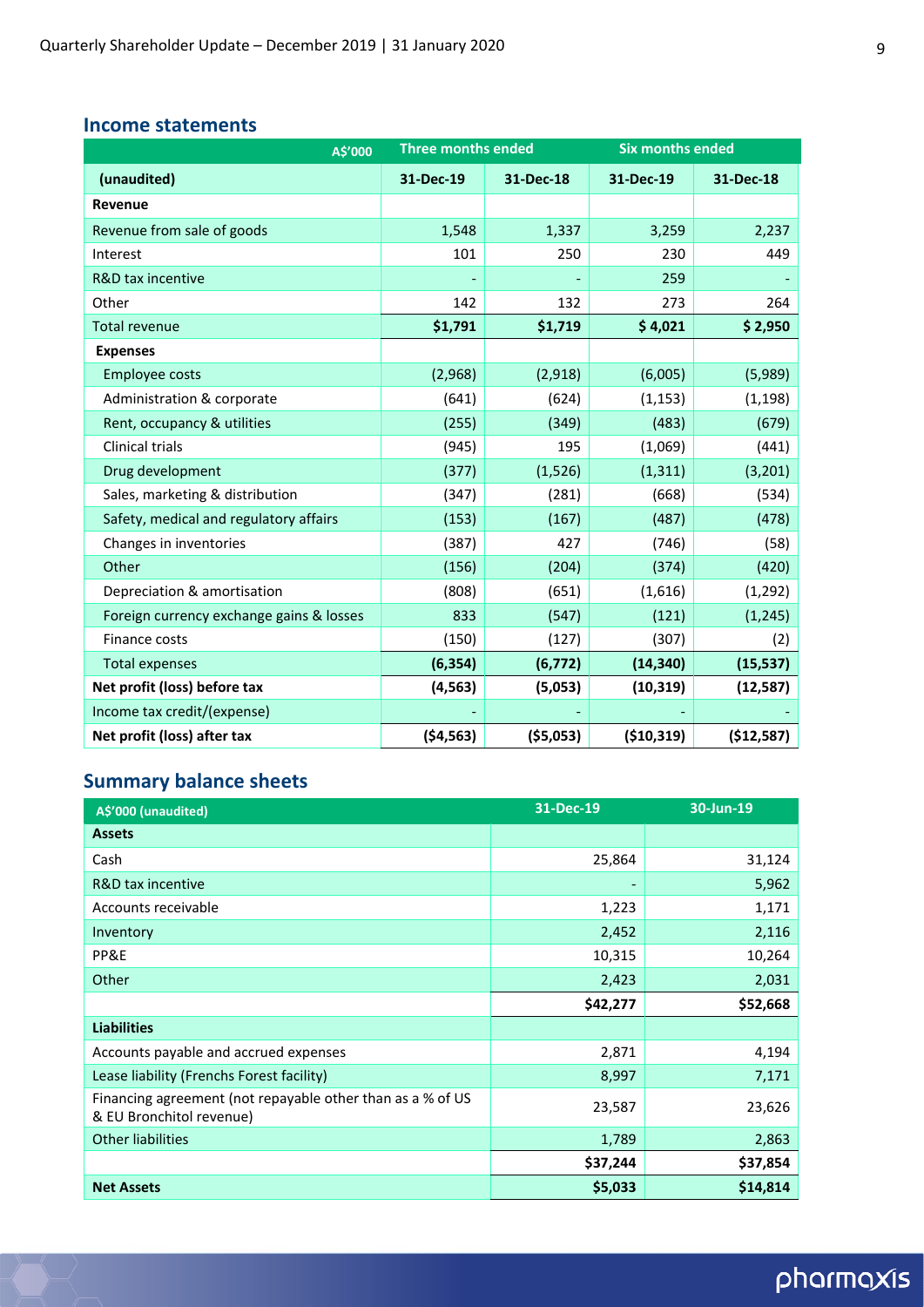## Income statements

| A$'000 | Three months ended | | Six months ended | |
|---|---|---|---|---|
| (unaudited) | 31-Dec-19 | 31-Dec-18 | 31-Dec-19 | 31-Dec-18 |
| **Revenue** | | | | |
| Revenue from sale of goods | 1,548 | 1,337 | 3,259 | 2,237 |
| Interest | 101 | 250 | 230 | 449 |
| R&D tax incentive | - | - | 259 | - |
| Other | 142 | 132 | 273 | 264 |
| Total revenue | **$1,791** | **$1,719** | **$ 4,021** | **$ 2,950** |
| **Expenses** | | | | |
| Employee costs | (2,968) | (2,918) | (6,005) | (5,989) |
| Administration & corporate | (641) | (624) | (1,153) | (1,198) |
| Rent, occupancy & utilities | (255) | (349) | (483) | (679) |
| Clinical trials | (945) | 195 | (1,069) | (441) |
| Drug development | (377) | (1,526) | (1,311) | (3,201) |
| Sales, marketing & distribution | (347) | (281) | (668) | (534) |
| Safety, medical and regulatory affairs | (153) | (167) | (487) | (478) |
| Changes in inventories | (387) | 427 | (746) | (58) |
| Other | (156) | (204) | (374) | (420) |
| Depreciation & amortisation | (808) | (651) | (1,616) | (1,292) |
| Foreign currency exchange gains & losses | 833 | (547) | (121) | (1,245) |
| Finance costs | (150) | (127) | (307) | (2) |
| Total expenses | **(6,354)** | **(6,772)** | **(14,340)** | **(15,537)** |
| **Net profit (loss) before tax** | **(4,563)** | **(5,053)** | **(10,319)** | **(12,587)** |
| Income tax credit/(expense) | - | - | - | - |
| **Net profit (loss) after tax** | **($4,563)** | **($5,053)** | **($10,319)** | **($12,587)** |

## Summary balance sheets

| A$'000 (unaudited) | 31-Dec-19 | 30-Jun-19 |
|---|---|---|
| **Assets** | | |
| Cash | 25,864 | 31,124 |
| R&D tax incentive | - | 5,962 |
| Accounts receivable | 1,223 | 1,171 |
| Inventory | 2,452 | 2,116 |
| PP&E | 10,315 | 10,264 |
| Other | 2,423 | 2,031 |
| | **$42,277** | **$52,668** |
| **Liabilities** | | |
| Accounts payable and accrued expenses | 2,871 | 4,194 |
| Lease liability (Frenchs Forest facility) | 8,997 | 7,171 |
| Financing agreement (not repayable other than as a % of US & EU Bronchitol revenue) | 23,587 | 23,626 |
| Other liabilities | 1,789 | 2,863 |
| | **$37,244** | **$37,854** |
| **Net Assets** | **$5,033** | **$14,814** |